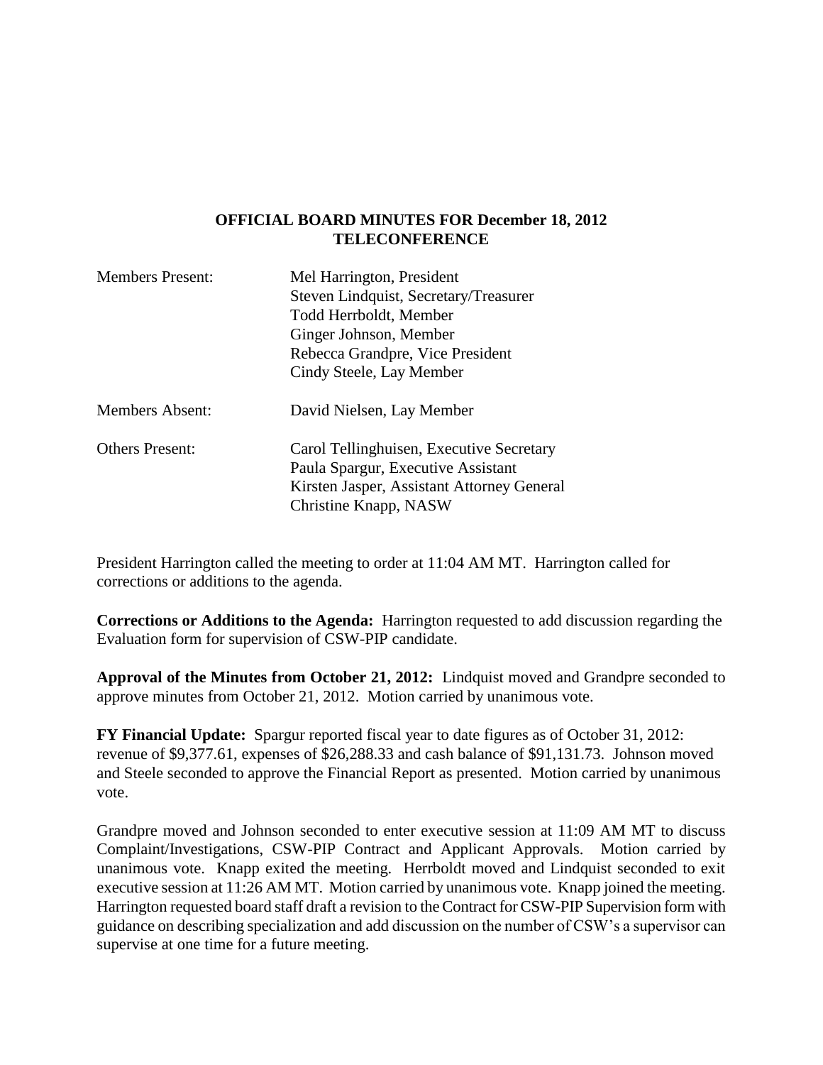**OFFICIAL BOARD MINUTES FOR December 18, 2012**
**TELECONFERENCE**

| | |
|---|---|
| Members Present: | Mel Harrington, President<br>Steven Lindquist, Secretary/Treasurer<br>Todd Herrboldt, Member<br>Ginger Johnson, Member<br>Rebecca Grandpre, Vice President<br>Cindy Steele, Lay Member |
| Members Absent: | David Nielsen, Lay Member |
| Others Present: | Carol Tellinghuisen, Executive Secretary<br>Paula Spargur, Executive Assistant<br>Kirsten Jasper, Assistant Attorney General<br>Christine Knapp, NASW |

President Harrington called the meeting to order at 11:04 AM MT. Harrington called for corrections or additions to the agenda.

**Corrections or Additions to the Agenda:** Harrington requested to add discussion regarding the Evaluation form for supervision of CSW-PIP candidate.

**Approval of the Minutes from October 21, 2012:** Lindquist moved and Grandpre seconded to approve minutes from October 21, 2012. Motion carried by unanimous vote.

**FY Financial Update:** Spargur reported fiscal year to date figures as of October 31, 2012: revenue of $9,377.61, expenses of $26,288.33 and cash balance of $91,131.73. Johnson moved and Steele seconded to approve the Financial Report as presented. Motion carried by unanimous vote.

Grandpre moved and Johnson seconded to enter executive session at 11:09 AM MT to discuss Complaint/Investigations, CSW-PIP Contract and Applicant Approvals. Motion carried by unanimous vote. Knapp exited the meeting. Herrboldt moved and Lindquist seconded to exit executive session at 11:26 AM MT. Motion carried by unanimous vote. Knapp joined the meeting. Harrington requested board staff draft a revision to the Contract for CSW-PIP Supervision form with guidance on describing specialization and add discussion on the number of CSW's a supervisor can supervise at one time for a future meeting.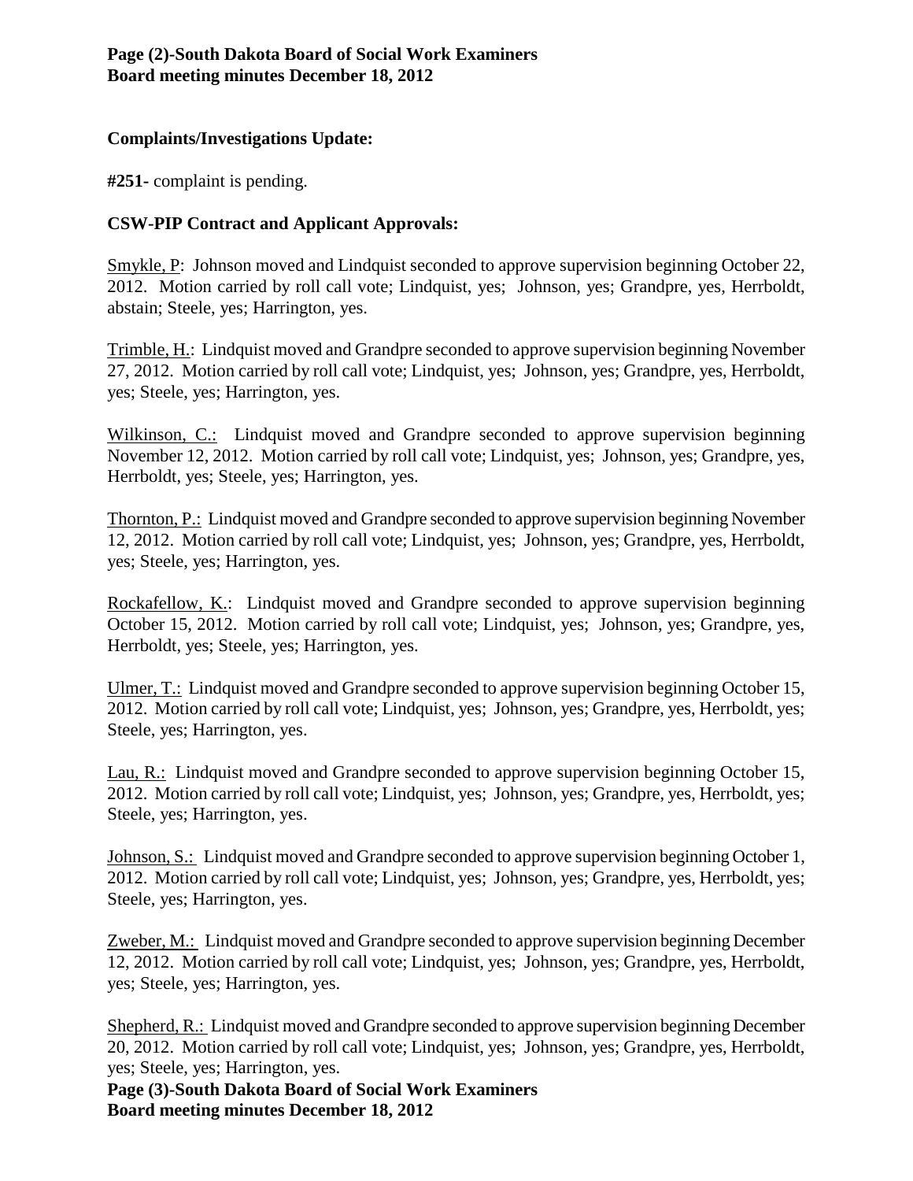## Complaints/Investigations Update:

**#251-** complaint is pending.

## CSW-PIP Contract and Applicant Approvals:

Smykle, P: Johnson moved and Lindquist seconded to approve supervision beginning October 22, 2012. Motion carried by roll call vote; Lindquist, yes; Johnson, yes; Grandpre, yes, Herrboldt, abstain; Steele, yes; Harrington, yes.

Trimble, H.: Lindquist moved and Grandpre seconded to approve supervision beginning November 27, 2012. Motion carried by roll call vote; Lindquist, yes; Johnson, yes; Grandpre, yes, Herrboldt, yes; Steele, yes; Harrington, yes.

Wilkinson, C.: Lindquist moved and Grandpre seconded to approve supervision beginning November 12, 2012. Motion carried by roll call vote; Lindquist, yes; Johnson, yes; Grandpre, yes, Herrboldt, yes; Steele, yes; Harrington, yes.

Thornton, P.: Lindquist moved and Grandpre seconded to approve supervision beginning November 12, 2012. Motion carried by roll call vote; Lindquist, yes; Johnson, yes; Grandpre, yes, Herrboldt, yes; Steele, yes; Harrington, yes.

Rockafellow, K.: Lindquist moved and Grandpre seconded to approve supervision beginning October 15, 2012. Motion carried by roll call vote; Lindquist, yes; Johnson, yes; Grandpre, yes, Herrboldt, yes; Steele, yes; Harrington, yes.

Ulmer, T.: Lindquist moved and Grandpre seconded to approve supervision beginning October 15, 2012. Motion carried by roll call vote; Lindquist, yes; Johnson, yes; Grandpre, yes, Herrboldt, yes; Steele, yes; Harrington, yes.

Lau, R.: Lindquist moved and Grandpre seconded to approve supervision beginning October 15, 2012. Motion carried by roll call vote; Lindquist, yes; Johnson, yes; Grandpre, yes, Herrboldt, yes; Steele, yes; Harrington, yes.

Johnson, S.: Lindquist moved and Grandpre seconded to approve supervision beginning October 1, 2012. Motion carried by roll call vote; Lindquist, yes; Johnson, yes; Grandpre, yes, Herrboldt, yes; Steele, yes; Harrington, yes.

Zweber, M.: Lindquist moved and Grandpre seconded to approve supervision beginning December 12, 2012. Motion carried by roll call vote; Lindquist, yes; Johnson, yes; Grandpre, yes, Herrboldt, yes; Steele, yes; Harrington, yes.

Shepherd, R.: Lindquist moved and Grandpre seconded to approve supervision beginning December 20, 2012. Motion carried by roll call vote; Lindquist, yes; Johnson, yes; Grandpre, yes, Herrboldt, yes; Steele, yes; Harrington, yes.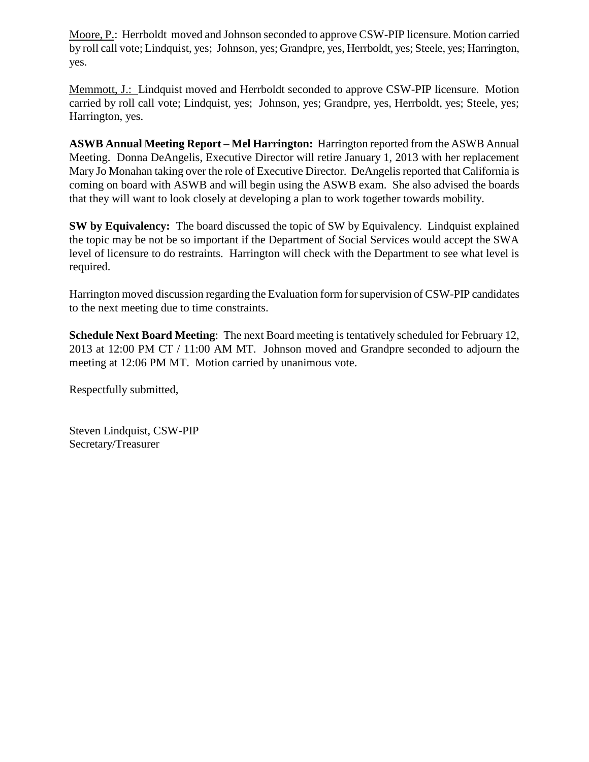Moore, P.: Herrboldt moved and Johnson seconded to approve CSW-PIP licensure. Motion carried by roll call vote; Lindquist, yes; Johnson, yes; Grandpre, yes, Herrboldt, yes; Steele, yes; Harrington, yes.

Memmott, J.: Lindquist moved and Herrboldt seconded to approve CSW-PIP licensure. Motion carried by roll call vote; Lindquist, yes; Johnson, yes; Grandpre, yes, Herrboldt, yes; Steele, yes; Harrington, yes.

**ASWB Annual Meeting Report – Mel Harrington:** Harrington reported from the ASWB Annual Meeting. Donna DeAngelis, Executive Director will retire January 1, 2013 with her replacement Mary Jo Monahan taking over the role of Executive Director. DeAngelis reported that California is coming on board with ASWB and will begin using the ASWB exam. She also advised the boards that they will want to look closely at developing a plan to work together towards mobility.

**SW by Equivalency:** The board discussed the topic of SW by Equivalency. Lindquist explained the topic may be not be so important if the Department of Social Services would accept the SWA level of licensure to do restraints. Harrington will check with the Department to see what level is required.

Harrington moved discussion regarding the Evaluation form for supervision of CSW-PIP candidates to the next meeting due to time constraints.

**Schedule Next Board Meeting**: The next Board meeting is tentatively scheduled for February 12, 2013 at 12:00 PM CT / 11:00 AM MT. Johnson moved and Grandpre seconded to adjourn the meeting at 12:06 PM MT. Motion carried by unanimous vote.

Respectfully submitted,

Steven Lindquist, CSW-PIP
Secretary/Treasurer